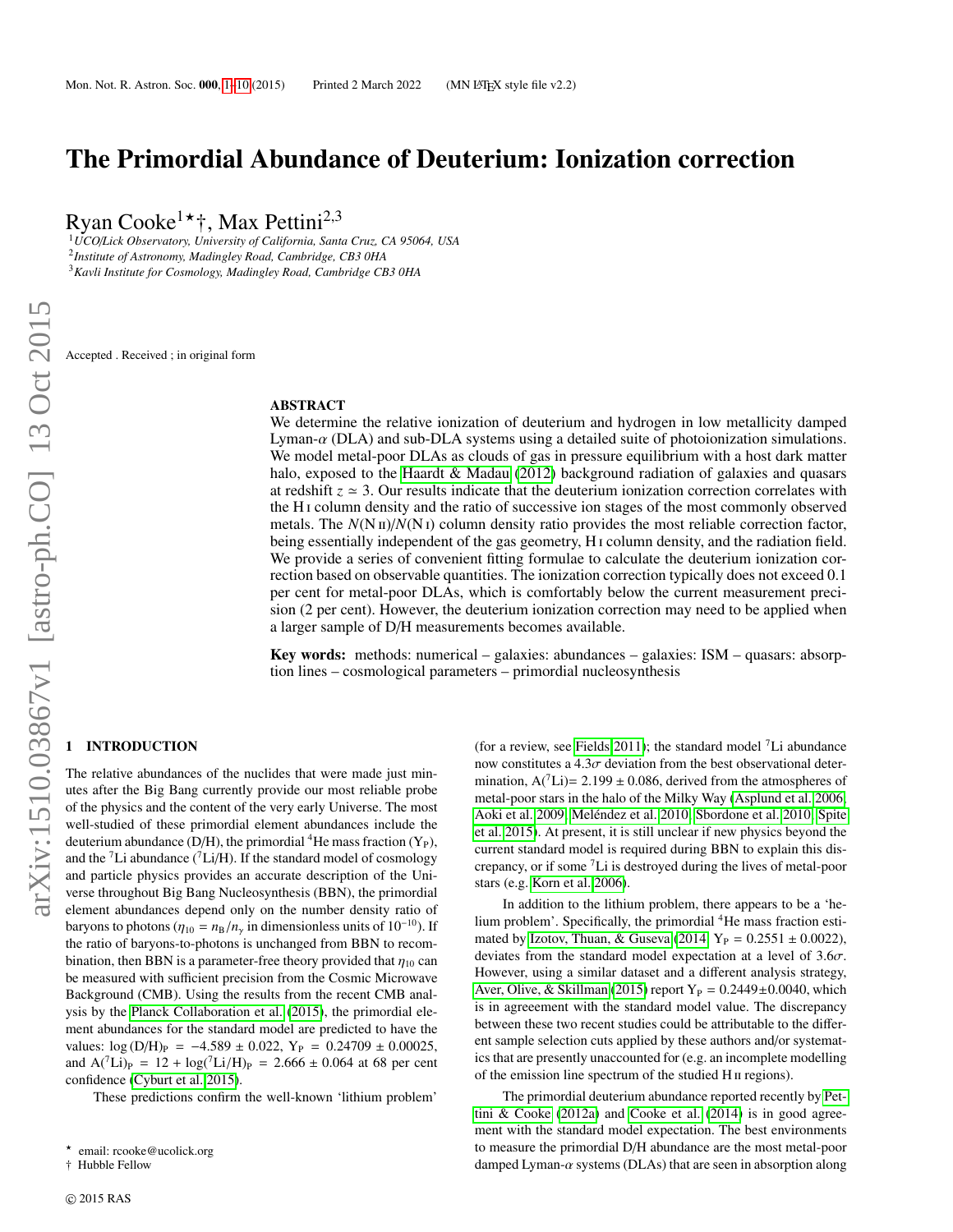# The Primordial Abundance of Deuterium: Ionization correction

Ryan Cooke[1]⋆†, Max Pettini[2,3]

[1] UCO/Lick Observatory, University of California, Santa Cruz, CA 95064, USA
[2] Institute of Astronomy, Madingley Road, Cambridge, CB3 0HA
[3] Kavli Institute for Cosmology, Madingley Road, Cambridge CB3 0HA

Accepted . Received ; in original form

## ABSTRACT

We determine the relative ionization of deuterium and hydrogen in low metallicity damped Lyman-$\alpha$ (DLA) and sub-DLA systems using a detailed suite of photoionization simulations. We model metal-poor DLAs as clouds of gas in pressure equilibrium with a host dark matter halo, exposed to the Haardt & Madau (2012) background radiation of galaxies and quasars at redshift $z \simeq 3$. Our results indicate that the deuterium ionization correction correlates with the H I column density and the ratio of successive ion stages of the most commonly observed metals. The $N$(N II)/$N$(N I) column density ratio provides the most reliable correction factor, being essentially independent of the gas geometry, H I column density, and the radiation field. We provide a series of convenient fitting formulae to calculate the deuterium ionization correction based on observable quantities. The ionization correction typically does not exceed 0.1 per cent for metal-poor DLAs, which is comfortably below the current measurement precision (2 per cent). However, the deuterium ionization correction may need to be applied when a larger sample of D/H measurements becomes available.

**Key words:** methods: numerical – galaxies: abundances – galaxies: ISM – quasars: absorption lines – cosmological parameters – primordial nucleosynthesis

## 1 INTRODUCTION

The relative abundances of the nuclides that were made just minutes after the Big Bang currently provide our most reliable probe of the physics and the content of the very early Universe. The most well-studied of these primordial element abundances include the deuterium abundance (D/H), the primordial $^4$He mass fraction ($Y_{\rm P}$), and the $^7$Li abundance ($^7$Li/H). If the standard model of cosmology and particle physics provides an accurate description of the Universe throughout Big Bang Nucleosynthesis (BBN), the primordial element abundances depend only on the number density ratio of baryons to photons ($\eta_{10} = n_{\rm B}/n_{\gamma}$ in dimensionless units of $10^{-10}$). If the ratio of baryons-to-photons is unchanged from BBN to recombination, then BBN is a parameter-free theory provided that $\eta_{10}$ can be measured with sufficient precision from the Cosmic Microwave Background (CMB). Using the results from the recent CMB analysis by the Planck Collaboration et al. (2015), the primordial element abundances for the standard model are predicted to have the values: $\log{\rm (D/H)_P} = -4.589 \pm 0.022$, $Y_{\rm P} = 0.24709 \pm 0.00025$, and $A(^7{\rm Li})_{\rm P} = 12 + \log(^7{\rm Li/H})_{\rm P} = 2.666 \pm 0.064$ at 68 per cent confidence (Cyburt et al. 2015).

These predictions confirm the well-known 'lithium problem' (for a review, see Fields 2011); the standard model $^7$Li abundance now constitutes a $4.3\sigma$ deviation from the best observational determination, $A(^7{\rm Li}) = 2.199 \pm 0.086$, derived from the atmospheres of metal-poor stars in the halo of the Milky Way (Asplund et al. 2006; Aoki et al. 2009; Meléndez et al. 2010; Sbordone et al. 2010; Spite et al. 2015). At present, it is still unclear if new physics beyond the current standard model is required during BBN to explain this discrepancy, or if some $^7$Li is destroyed during the lives of metal-poor stars (e.g. Korn et al. 2006).

In addition to the lithium problem, there appears to be a 'helium problem'. Specifically, the primordial $^4$He mass fraction estimated by Izotov, Thuan, & Guseva (2014; $Y_{\rm P} = 0.2551 \pm 0.0022$), deviates from the standard model expectation at a level of $3.6\sigma$. However, using a similar dataset and a different analysis strategy, Aver, Olive, & Skillman (2015) report $Y_{\rm P} = 0.2449 \pm 0.0040$, which is in agreeement with the standard model value. The discrepancy between these two recent studies could be attributable to the different sample selection cuts applied by these authors and/or systematics that are presently unaccounted for (e.g. an incomplete modelling of the emission line spectrum of the studied H II regions).

The primordial deuterium abundance reported recently by Pettini & Cooke (2012a) and Cooke et al. (2014) is in good agreement with the standard model expectation. The best environments to measure the primordial D/H abundance are the most metal-poor damped Lyman-$\alpha$ systems (DLAs) that are seen in absorption along

⋆ email: rcooke@ucolick.org
† Hubble Fellow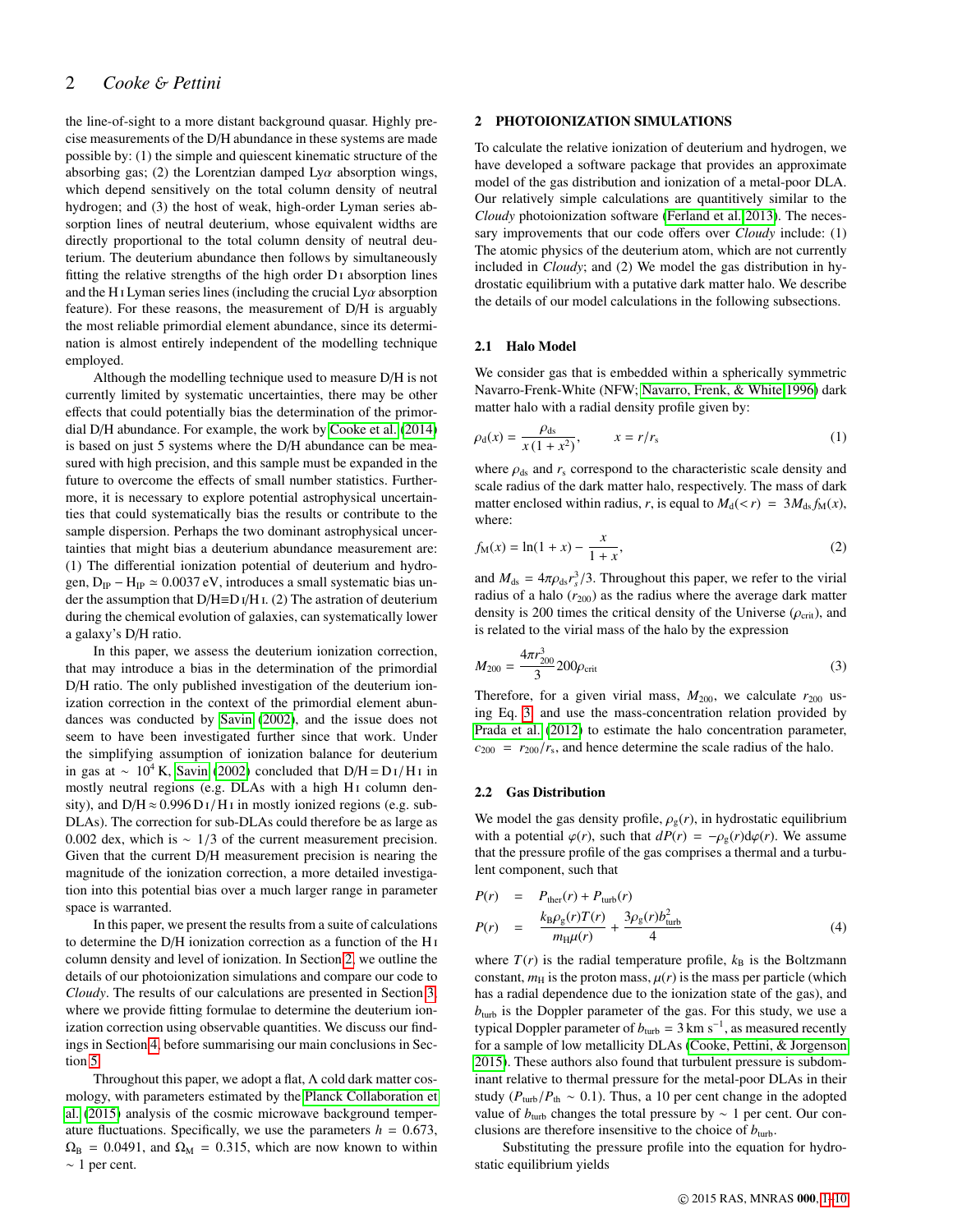the line-of-sight to a more distant background quasar. Highly precise measurements of the D/H abundance in these systems are made possible by: (1) the simple and quiescent kinematic structure of the absorbing gas; (2) the Lorentzian damped Ly$\alpha$ absorption wings, which depend sensitively on the total column density of neutral hydrogen; and (3) the host of weak, high-order Lyman series absorption lines of neutral deuterium, whose equivalent widths are directly proportional to the total column density of neutral deuterium. The deuterium abundance then follows by simultaneously fitting the relative strengths of the high order D I absorption lines and the H I Lyman series lines (including the crucial Ly$\alpha$ absorption feature). For these reasons, the measurement of D/H is arguably the most reliable primordial element abundance, since its determination is almost entirely independent of the modelling technique employed.

Although the modelling technique used to measure D/H is not currently limited by systematic uncertainties, there may be other effects that could potentially bias the determination of the primordial D/H abundance. For example, the work by Cooke et al. (2014) is based on just 5 systems where the D/H abundance can be measured with high precision, and this sample must be expanded in the future to overcome the effects of small number statistics. Furthermore, it is necessary to explore potential astrophysical uncertainties that could systematically bias the results or contribute to the sample dispersion. Perhaps the two dominant astrophysical uncertainties that might bias a deuterium abundance measurement are: (1) The differential ionization potential of deuterium and hydrogen, $\mathrm{D_{IP}} - \mathrm{H_{IP}} \simeq 0.0037$ eV, introduces a small systematic bias under the assumption that D/H≡D I/H I. (2) The astration of deuterium during the chemical evolution of galaxies, can systematically lower a galaxy's D/H ratio.

In this paper, we assess the deuterium ionization correction, that may introduce a bias in the determination of the primordial D/H ratio. The only published investigation of the deuterium ionization correction in the context of the primordial element abundances was conducted by Savin (2002), and the issue does not seem to have been investigated further since that work. Under the simplifying assumption of ionization balance for deuterium in gas at $\sim 10^4$ K, Savin (2002) concluded that D/H = D I/ H I in mostly neutral regions (e.g. DLAs with a high H I column density), and D/H ≈ 0.996 D I/ H I in mostly ionized regions (e.g. sub-DLAs). The correction for sub-DLAs could therefore be as large as 0.002 dex, which is $\sim 1/3$ of the current measurement precision. Given that the current D/H measurement precision is nearing the magnitude of the ionization correction, a more detailed investigation into this potential bias over a much larger range in parameter space is warranted.

In this paper, we present the results from a suite of calculations to determine the D/H ionization correction as a function of the H I column density and level of ionization. In Section 2, we outline the details of our photoionization simulations and compare our code to *Cloudy*. The results of our calculations are presented in Section 3, where we provide fitting formulae to determine the deuterium ionization correction using observable quantities. We discuss our findings in Section 4, before summarising our main conclusions in Section 5.

Throughout this paper, we adopt a flat, $\Lambda$ cold dark matter cosmology, with parameters estimated by the Planck Collaboration et al. (2015) analysis of the cosmic microwave background temperature fluctuations. Specifically, we use the parameters $h = 0.673$, $\Omega_{\rm B} = 0.0491$, and $\Omega_{\rm M} = 0.315$, which are now known to within $\sim 1$ per cent.

## 2 PHOTOIONIZATION SIMULATIONS

To calculate the relative ionization of deuterium and hydrogen, we have developed a software package that provides an approximate model of the gas distribution and ionization of a metal-poor DLA. Our relatively simple calculations are quantitively similar to the *Cloudy* photoionization software (Ferland et al. 2013). The necessary improvements that our code offers over *Cloudy* include: (1) The atomic physics of the deuterium atom, which are not currently included in *Cloudy*; and (2) We model the gas distribution in hydrostatic equilibrium with a putative dark matter halo. We describe the details of our model calculations in the following subsections.

### 2.1 Halo Model

We consider gas that is embedded within a spherically symmetric Navarro-Frenk-White (NFW; Navarro, Frenk, & White 1996) dark matter halo with a radial density profile given by:

$$\rho_{\rm d}(x) = \frac{\rho_{\rm ds}}{x\,(1+x^2)}, \qquad x = r/r_{\rm s} \tag{1}$$

where $\rho_{\rm ds}$ and $r_{\rm s}$ correspond to the characteristic scale density and scale radius of the dark matter halo, respectively. The mass of dark matter enclosed within radius, $r$, is equal to $M_{\rm d}(<r) = 3M_{\rm ds}f_{\rm M}(x)$, where:

$$f_{\rm M}(x) = \ln(1+x) - \frac{x}{1+x}, \tag{2}$$

and $M_{\rm ds} = 4\pi\rho_{\rm ds}r_s^3/3$. Throughout this paper, we refer to the virial radius of a halo ($r_{200}$) as the radius where the average dark matter density is 200 times the critical density of the Universe ($\rho_{\rm crit}$), and is related to the virial mass of the halo by the expression

$$M_{200} = \frac{4\pi r_{200}^3}{3}200\rho_{\rm crit} \tag{3}$$

Therefore, for a given virial mass, $M_{200}$, we calculate $r_{200}$ using Eq. 3, and use the mass-concentration relation provided by Prada et al. (2012) to estimate the halo concentration parameter, $c_{200} = r_{200}/r_{\rm s}$, and hence determine the scale radius of the halo.

### 2.2 Gas Distribution

We model the gas density profile, $\rho_{\rm g}(r)$, in hydrostatic equilibrium with a potential $\varphi(r)$, such that $dP(r) = -\rho_{\rm g}(r){\rm d}\varphi(r)$. We assume that the pressure profile of the gas comprises a thermal and a turbulent component, such that

$$\begin{aligned} P(r) &= P_{\rm ther}(r) + P_{\rm turb}(r) \\ P(r) &= \frac{k_{\rm B}\rho_{\rm g}(r)T(r)}{m_{\rm H}\mu(r)} + \frac{3\rho_{\rm g}(r)b_{\rm turb}^2}{4} \end{aligned} \tag{4}$$

where $T(r)$ is the radial temperature profile, $k_{\rm B}$ is the Boltzmann constant, $m_{\rm H}$ is the proton mass, $\mu(r)$ is the mass per particle (which has a radial dependence due to the ionization state of the gas), and $b_{\rm turb}$ is the Doppler parameter of the gas. For this study, we use a typical Doppler parameter of $b_{\rm turb} = 3\ {\rm km\ s^{-1}}$, as measured recently for a sample of low metallicity DLAs (Cooke, Pettini, & Jorgenson 2015). These authors also found that turbulent pressure is subdominant relative to thermal pressure for the metal-poor DLAs in their study ($P_{\rm turb}/P_{\rm th} \sim 0.1$). Thus, a 10 per cent change in the adopted value of $b_{\rm turb}$ changes the total pressure by $\sim 1$ per cent. Our conclusions are therefore insensitive to the choice of $b_{\rm turb}$.

Substituting the pressure profile into the equation for hydrostatic equilibrium yields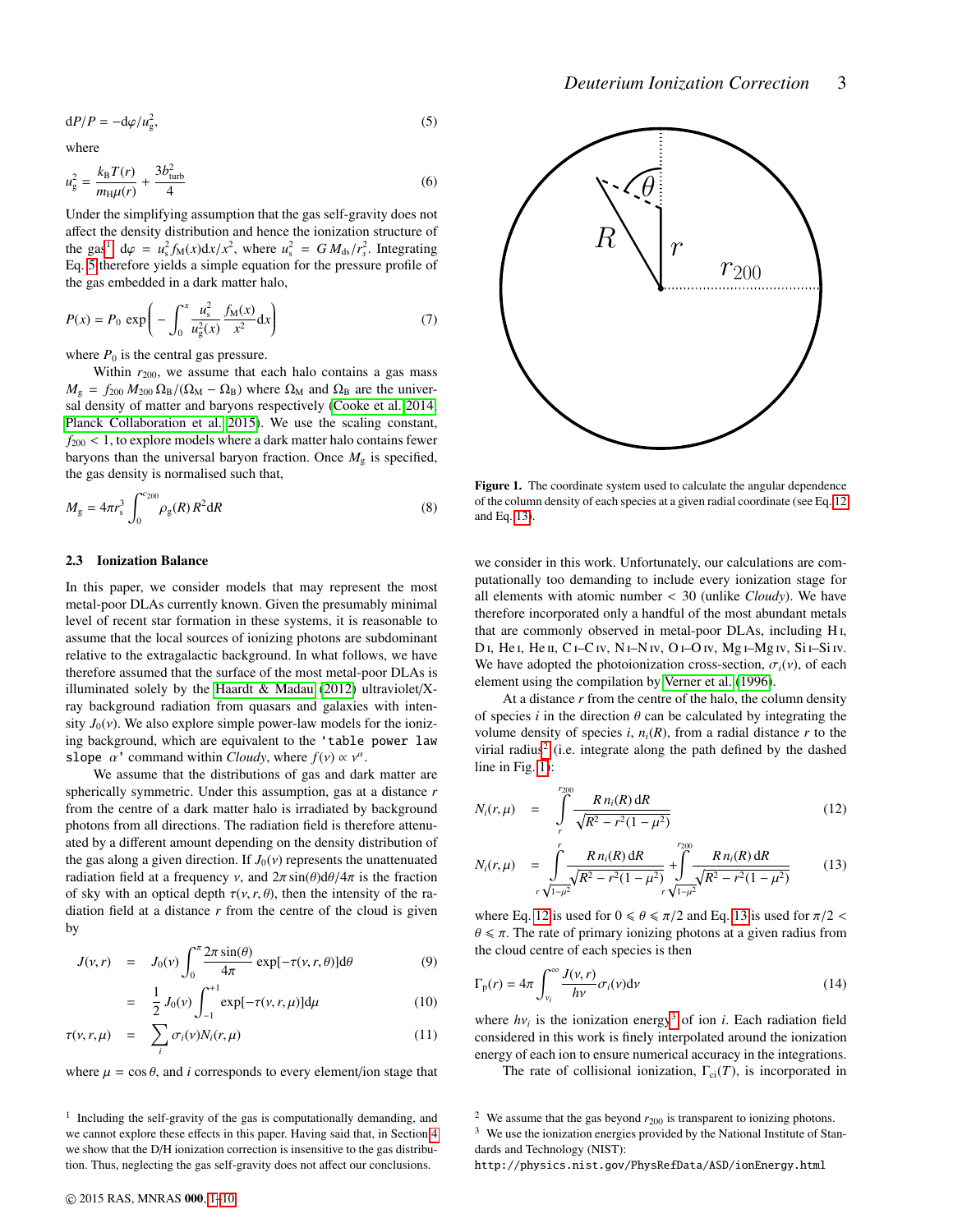$$\mathrm{d}P/P = -\mathrm{d}\varphi/u_{\mathrm{g}}^2, \tag{5}$$

where

$$u_{\mathrm{g}}^2 = \frac{k_{\mathrm{B}}T(r)}{m_{\mathrm{H}}\mu(r)} + \frac{3b_{\mathrm{turb}}^2}{4} \tag{6}$$

Under the simplifying assumption that the gas self-gravity does not affect the density distribution and hence the ionization structure of the gas[1] $\mathrm{d}\varphi = u_{\mathrm{s}}^2 f_{\mathrm{M}}(x)\mathrm{d}x/x^2$, where $u_{\mathrm{s}}^2 = G\,M_{\mathrm{ds}}/r_s^2$. Integrating Eq. 5 therefore yields a simple equation for the pressure profile of the gas embedded in a dark matter halo,

$$P(x) = P_0\,\exp\left(-\int_0^x \frac{u_{\mathrm{s}}^2}{u_{\mathrm{g}}^2(x)}\,\frac{f_{\mathrm{M}}(x)}{x^2}\mathrm{d}x\right) \tag{7}$$

where $P_0$ is the central gas pressure.

Within $r_{200}$, we assume that each halo contains a gas mass $M_{\mathrm{g}} = f_{200}\,M_{200}\,\Omega_{\mathrm{B}}/(\Omega_{\mathrm{M}} - \Omega_{\mathrm{B}})$ where $\Omega_{\mathrm{M}}$ and $\Omega_{\mathrm{B}}$ are the universal density of matter and baryons respectively (Cooke et al. 2014; Planck Collaboration et al. 2015). We use the scaling constant, $f_{200} < 1$, to explore models where a dark matter halo contains fewer baryons than the universal baryon fraction. Once $M_g$ is specified, the gas density is normalised such that,

$$M_{\mathrm{g}} = 4\pi r_s^3 \int_0^{c_{200}} \rho_{\mathrm{g}}(R)\,R^2\mathrm{d}R \tag{8}$$

### 2.3 Ionization Balance

In this paper, we consider models that may represent the most metal-poor DLAs currently known. Given the presumably minimal level of recent star formation in these systems, it is reasonable to assume that the local sources of ionizing photons are subdominant relative to the extragalactic background. In what follows, we have therefore assumed that the surface of the most metal-poor DLAs is illuminated solely by the Haardt & Madau (2012) ultraviolet/X-ray background radiation from quasars and galaxies with intensity $J_0(\nu)$. We also explore simple power-law models for the ionizing background, which are equivalent to the `'table power law slope α'` command within *Cloudy*, where $f(\nu) \propto \nu^{\alpha}$.

We assume that the distributions of gas and dark matter are spherically symmetric. Under this assumption, gas at a distance $r$ from the centre of a dark matter halo is irradiated by background photons from all directions. The radiation field is therefore attenuated by a different amount depending on the density distribution of the gas along a given direction. If $J_0(\nu)$ represents the unattenuated radiation field at a frequency $\nu$, and $2\pi\sin(\theta)\mathrm{d}\theta/4\pi$ is the fraction of sky with an optical depth $\tau(\nu, r, \theta)$, then the intensity of the radiation field at a distance $r$ from the centre of the cloud is given by

$$J(\nu, r) = J_0(\nu)\int_0^{\pi} \frac{2\pi\sin(\theta)}{4\pi}\exp[-\tau(\nu, r, \theta)]\mathrm{d}\theta \tag{9}$$

$$= \frac{1}{2}\,J_0(\nu)\int_{-1}^{+1}\exp[-\tau(\nu, r, \mu)]\mathrm{d}\mu \tag{10}$$

$$\tau(\nu, r, \mu) = \sum_i \sigma_i(\nu)N_i(r, \mu) \tag{11}$$

where $\mu = \cos\theta$, and $i$ corresponds to every element/ion stage that we consider in this work. Unfortunately, our calculations are computationally too demanding to include every ionization stage for all elements with atomic number < 30 (unlike *Cloudy*). We have therefore incorporated only a handful of the most abundant metals that are commonly observed in metal-poor DLAs, including H I, D I, He I, He II, C I–C IV, N I–N IV, O I–O IV, Mg I–Mg IV, Si I–Si IV. We have adopted the photoionization cross-section, $\sigma_i(\nu)$, of each element using the compilation by Verner et al. (1996).

Figure 1. The coordinate system used to calculate the angular dependence of the column density of each species at a given radial coordinate (see Eq. 12 and Eq. 13).

At a distance $r$ from the centre of the halo, the column density of species $i$ in the direction $\theta$ can be calculated by integrating the volume density of species $i$, $n_i(R)$, from a radial distance $r$ to the virial radius[2] (i.e. integrate along the path defined by the dashed line in Fig. 1):

$$N_i(r, \mu) = \int_r^{r_{200}} \frac{R\,n_i(R)\,\mathrm{d}R}{\sqrt{R^2 - r^2(1-\mu^2)}} \tag{12}$$

$$N_i(r, \mu) = \int_{r\sqrt{1-\mu^2}}^{r} \frac{R\,n_i(R)\,\mathrm{d}R}{\sqrt{R^2 - r^2(1-\mu^2)}} + \int_{r\sqrt{1-\mu^2}}^{r_{200}} \frac{R\,n_i(R)\,\mathrm{d}R}{\sqrt{R^2 - r^2(1-\mu^2)}} \tag{13}$$

where Eq. 12 is used for $0 \leqslant \theta \leqslant \pi/2$ and Eq. 13 is used for $\pi/2 < \theta \leqslant \pi$. The rate of primary ionizing photons at a given radius from the cloud centre of each species is then

$$\Gamma_{\mathrm{p}}(r) = 4\pi\int_{\nu_i}^{\infty} \frac{J(\nu, r)}{h\nu}\sigma_i(\nu)\mathrm{d}\nu \tag{14}$$

where $h\nu_i$ is the ionization energy[3] of ion $i$. Each radiation field considered in this work is finely interpolated around the ionization energy of each ion to ensure numerical accuracy in the integrations.

The rate of collisional ionization, $\Gamma_{\mathrm{ci}}(T)$, is incorporated in

---

[1] Including the self-gravity of the gas is computationally demanding, and we cannot explore these effects in this paper. Having said that, in Section 4 we show that the D/H ionization correction is insensitive to the gas distribution. Thus, neglecting the gas self-gravity does not affect our conclusions.

[2] We assume that the gas beyond $r_{200}$ is transparent to ionizing photons.

[3] We use the ionization energies provided by the National Institute of Standards and Technology (NIST): http://physics.nist.gov/PhysRefData/ASD/ionEnergy.html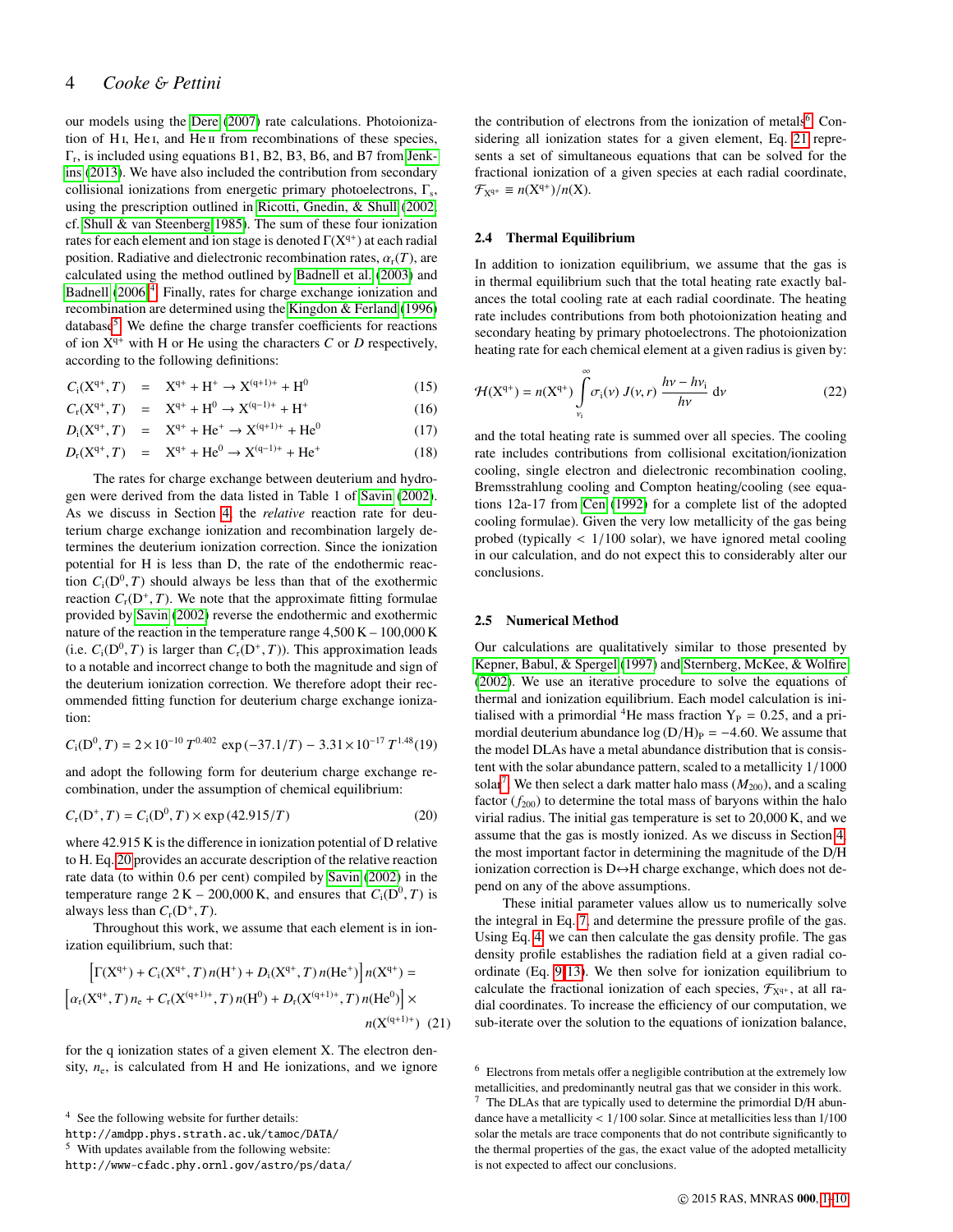our models using the Dere (2007) rate calculations. Photoionization of H I, He I, and He II from recombinations of these species, $\Gamma_r$, is included using equations B1, B2, B3, B6, and B7 from Jenkins (2013). We have also included the contribution from secondary collisional ionizations from energetic primary photoelectrons, $\Gamma_s$, using the prescription outlined in Ricotti, Gnedin, & Shull (2002, cf. Shull & van Steenberg 1985). The sum of these four ionization rates for each element and ion stage is denoted $\Gamma(X^{q+})$ at each radial position. Radiative and dielectronic recombination rates, $\alpha_r(T)$, are calculated using the method outlined by Badnell et al. (2003) and Badnell (2006)[4]. Finally, rates for charge exchange ionization and recombination are determined using the Kingdon & Ferland (1996) database[5]. We define the charge transfer coefficients for reactions of ion $X^{q+}$ with H or He using the characters $C$ or $D$ respectively, according to the following definitions:

$$C_i(X^{q+}, T) \quad = \quad X^{q+} + H^{+} \rightarrow X^{(q+1)+} + H^{0} \tag{15}$$

$$C_r(X^{q+}, T) \quad = \quad X^{q+} + H^{0} \rightarrow X^{(q-1)+} + H^{+} \tag{16}$$

$$D_i(X^{q+}, T) \quad = \quad X^{q+} + He^{+} \rightarrow X^{(q+1)+} + He^{0} \tag{17}$$

$$D_r(X^{q+}, T) \quad = \quad X^{q+} + He^{0} \rightarrow X^{(q-1)+} + He^{+} \tag{18}$$

The rates for charge exchange between deuterium and hydrogen were derived from the data listed in Table 1 of Savin (2002). As we discuss in Section 4, the *relative* reaction rate for deuterium charge exchange ionization and recombination largely determines the deuterium ionization correction. Since the ionization potential for H is less than D, the rate of the endothermic reaction $C_i(D^0, T)$ should always be less than that of the exothermic reaction $C_r(D^+, T)$. We note that the approximate fitting formulae provided by Savin (2002) reverse the endothermic and exothermic nature of the reaction in the temperature range 4,500 K – 100,000 K (i.e. $C_i(D^0, T)$ is larger than $C_r(D^+, T)$). This approximation leads to a notable and incorrect change to both the magnitude and sign of the deuterium ionization correction. We therefore adopt their recommended fitting function for deuterium charge exchange ionization:

$$C_i(D^0, T) = 2\times10^{-10}\, T^{0.402}\, \exp\left(-37.1/T\right) - 3.31\times10^{-17}\, T^{1.48} \tag{19}$$

and adopt the following form for deuterium charge exchange recombination, under the assumption of chemical equilibrium:

$$C_r(D^+, T) = C_i(D^0, T) \times \exp\left(42.915/T\right) \tag{20}$$

where 42.915 K is the difference in ionization potential of D relative to H. Eq. 20 provides an accurate description of the relative reaction rate data (to within 0.6 per cent) compiled by Savin (2002) in the temperature range 2 K – 200,000 K, and ensures that $C_i(D^0, T)$ is always less than $C_r(D^+, T)$.

Throughout this work, we assume that each element is in ionization equilibrium, such that:

$$\left[\Gamma(X^{q+}) + C_i(X^{q+}, T)\, n(H^+) + D_i(X^{q+}, T)\, n(He^+)\right] n(X^{q+}) =$$
$$\left[\alpha_r(X^{q+}, T)\, n_e + C_r(X^{(q+1)+}, T)\, n(H^0) + D_r(X^{(q+1)+}, T)\, n(He^0)\right] \times n(X^{(q+1)+}) \tag{21}$$

for the q ionization states of a given element X. The electron density, $n_e$, is calculated from H and He ionizations, and we ignore the contribution of electrons from the ionization of metals[6]. Considering all ionization states for a given element, Eq. 21 represents a set of simultaneous equations that can be solved for the fractional ionization of a given species at each radial coordinate, $\mathcal{F}_{X^{q+}} \equiv n(X^{q+})/n(X)$.

### 2.4 Thermal Equilibrium

In addition to ionization equilibrium, we assume that the gas is in thermal equilibrium such that the total heating rate exactly balances the total cooling rate at each radial coordinate. The heating rate includes contributions from both photoionization heating and secondary heating by primary photoelectrons. The photoionization heating rate for each chemical element at a given radius is given by:

$$\mathcal{H}(X^{q+}) = n(X^{q+}) \int_{\nu_i}^{\infty} \sigma_i(\nu)\, J(\nu, r)\, \frac{h\nu - h\nu_i}{h\nu}\, \mathrm{d}\nu \tag{22}$$

and the total heating rate is summed over all species. The cooling rate includes contributions from collisional excitation/ionization cooling, single electron and dielectronic recombination cooling, Bremsstrahlung cooling and Compton heating/cooling (see equations 12a-17 from Cen (1992) for a complete list of the adopted cooling formulae). Given the very low metallicity of the gas being probed (typically < 1/100 solar), we have ignored metal cooling in our calculation, and do not expect this to considerably alter our conclusions.

### 2.5 Numerical Method

Our calculations are qualitatively similar to those presented by Kepner, Babul, & Spergel (1997) and Sternberg, McKee, & Wolfire (2002). We use an iterative procedure to solve the equations of thermal and ionization equilibrium. Each model calculation is initialised with a primordial $^4$He mass fraction $Y_P = 0.25$, and a primordial deuterium abundance $\log(D/H)_P = -4.60$. We assume that the model DLAs have a metal abundance distribution that is consistent with the solar abundance pattern, scaled to a metallicity 1/1000 solar[7]. We then select a dark matter halo mass ($M_{200}$), and a scaling factor ($f_{200}$) to determine the total mass of baryons within the halo virial radius. The initial gas temperature is set to 20,000 K, and we assume that the gas is mostly ionized. As we discuss in Section 4, the most important factor in determining the magnitude of the D/H ionization correction is D↔H charge exchange, which does not depend on any of the above assumptions.

These initial parameter values allow us to numerically solve the integral in Eq. 7, and determine the pressure profile of the gas. Using Eq. 4, we can then calculate the gas density profile. The gas density profile establishes the radiation field at a given radial coordinate (Eq. 9–13). We then solve for ionization equilibrium to calculate the fractional ionization of each species, $\mathcal{F}_{X^{q+}}$, at all radial coordinates. To increase the efficiency of our computation, we sub-iterate over the solution to the equations of ionization balance,

---

[4] See the following website for further details:
http://amdpp.phys.strath.ac.uk/tamoc/DATA/

[5] With updates available from the following website:
http://www-cfadc.phy.ornl.gov/astro/ps/data/

[6] Electrons from metals offer a negligible contribution at the extremely low metallicities, and predominantly neutral gas that we consider in this work.

[7] The DLAs that are typically used to determine the primordial D/H abundance have a metallicity < 1/100 solar. Since at metallicities less than 1/100 solar the metals are trace components that do not contribute significantly to the thermal properties of the gas, the exact value of the adopted metallicity is not expected to affect our conclusions.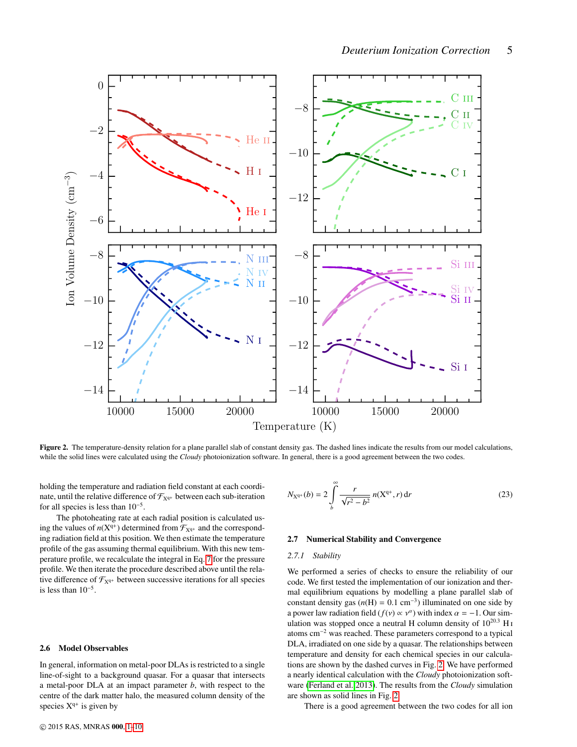**Figure 2.** The temperature-density relation for a plane parallel slab of constant density gas. The dashed lines indicate the results from our model calculations, while the solid lines were calculated using the *Cloudy* photoionization software. In general, there is a good agreement between the two codes.

holding the temperature and radiation field constant at each coordinate, until the relative difference of $\mathcal{F}_{\mathrm{X}^{q+}}$ between each sub-iteration for all species is less than $10^{-5}$.

The photoheating rate at each radial position is calculated using the values of $n(\mathrm{X}^{q+})$ determined from $\mathcal{F}_{\mathrm{X}^{q+}}$ and the corresponding radiation field at this position. We then estimate the temperature profile of the gas assuming thermal equilibrium. With this new temperature profile, we recalculate the integral in Eq. 7 for the pressure profile. We then iterate the procedure described above until the relative difference of $\mathcal{F}_{\mathrm{X}^{q+}}$ between successive iterations for all species is less than $10^{-5}$.

### 2.6 Model Observables

In general, information on metal-poor DLAs is restricted to a single line-of-sight to a background quasar. For a quasar that intersects a metal-poor DLA at an impact parameter $b$, with respect to the centre of the dark matter halo, the measured column density of the species $\mathrm{X}^{q+}$ is given by

$$N_{\mathrm{X}^{q+}}(b) = 2\int_{b}^{\infty} \frac{r}{\sqrt{r^2 - b^2}}\, n(\mathrm{X}^{q+}, r)\,\mathrm{d}r \tag{23}$$

### 2.7 Numerical Stability and Convergence

#### 2.7.1 Stability

We performed a series of checks to ensure the reliability of our code. We first tested the implementation of our ionization and thermal equilibrium equations by modelling a plane parallel slab of constant density gas ($n(\mathrm{H}) = 0.1$ cm$^{-3}$) illuminated on one side by a power law radiation field ($f(\nu) \propto \nu^{\alpha}$) with index $\alpha = -1$. Our simulation was stopped once a neutral H column density of $10^{20.3}$ H I atoms cm$^{-2}$ was reached. These parameters correspond to a typical DLA, irradiated on one side by a quasar. The relationships between temperature and density for each chemical species in our calculations are shown by the dashed curves in Fig. 2. We have performed a nearly identical calculation with the *Cloudy* photoionization software (Ferland et al. 2013). The results from the *Cloudy* simulation are shown as solid lines in Fig. 2.

There is a good agreement between the two codes for all ion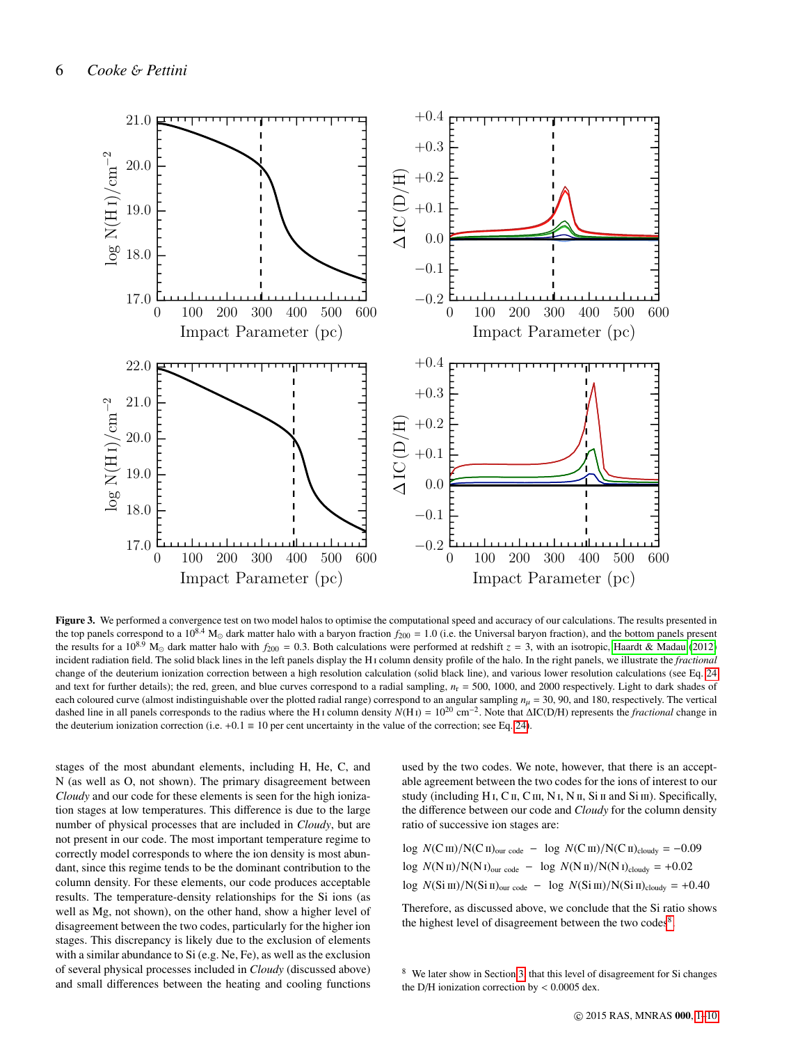**Figure 3.** We performed a convergence test on two model halos to optimise the computational speed and accuracy of our calculations. The results presented in the top panels correspond to a $10^{8.4}$ $M_{\odot}$ dark matter halo with a baryon fraction $f_{200} = 1.0$ (i.e. the Universal baryon fraction), and the bottom panels present the results for a $10^{8.9}$ $M_{\odot}$ dark matter halo with $f_{200} = 0.3$. Both calculations were performed at redshift $z = 3$, with an isotropic, Haardt & Madau (2012) incident radiation field. The solid black lines in the left panels display the H I column density profile of the halo. In the right panels, we illustrate the *fractional* change of the deuterium ionization correction between a high resolution calculation (solid black line), and various lower resolution calculations (see Eq. 24 and text for further details); the red, green, and blue curves correspond to a radial sampling, $n_r = 500$, 1000, and 2000 respectively. Light to dark shades of each coloured curve (almost indistinguishable over the plotted radial range) correspond to an angular sampling $n_{\mu} = 30$, 90, and 180, respectively. The vertical dashed line in all panels corresponds to the radius where the H I column density $N(\text{H I}) = 10^{20}$ cm$^{-2}$. Note that $\Delta$IC(D/H) represents the *fractional* change in the deuterium ionization correction (i.e. $+0.1 \equiv 10$ per cent uncertainty in the value of the correction; see Eq. 24).

stages of the most abundant elements, including H, He, C, and N (as well as O, not shown). The primary disagreement between *Cloudy* and our code for these elements is seen for the high ionization stages at low temperatures. This difference is due to the large number of physical processes that are included in *Cloudy*, but are not present in our code. The most important temperature regime to correctly model corresponds to where the ion density is most abundant, since this regime tends to be the dominant contribution to the column density. For these elements, our code produces acceptable results. The temperature-density relationships for the Si ions (as well as Mg, not shown), on the other hand, show a higher level of disagreement between the two codes, particularly for the higher ion stages. This discrepancy is likely due to the exclusion of elements with a similar abundance to Si (e.g. Ne, Fe), as well as the exclusion of several physical processes included in *Cloudy* (discussed above) and small differences between the heating and cooling functions used by the two codes. We note, however, that there is an acceptable agreement between the two codes for the ions of interest to our study (including H I, C II, C III, N I, N II, Si II and Si III). Specifically, the difference between our code and *Cloudy* for the column density ratio of successive ion stages are:

$$\log\, N(\text{C III})/N(\text{C II})_{\text{our code}} \;-\; \log\, N(\text{C III})/N(\text{C II})_{\text{cloudy}} = -0.09$$

$$\log\, N(\text{N II})/N(\text{N I})_{\text{our code}} \;-\; \log\, N(\text{N II})/N(\text{N I})_{\text{cloudy}} = +0.02$$

$$\log\, N(\text{Si III})/N(\text{Si II})_{\text{our code}} \;-\; \log\, N(\text{Si III})/N(\text{Si II})_{\text{cloudy}} = +0.40$$

Therefore, as discussed above, we conclude that the Si ratio shows the highest level of disagreement between the two codes[8].

[8] We later show in Section 3 that this level of disagreement for Si changes the D/H ionization correction by < 0.0005 dex.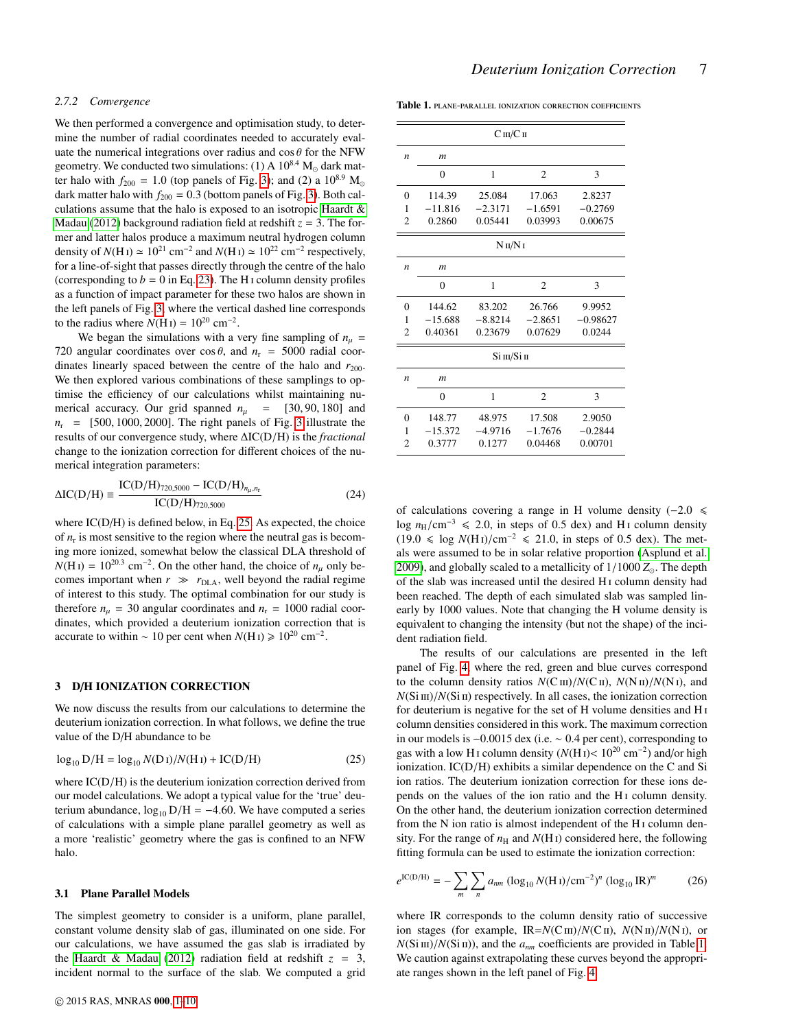#### 2.7.2 Convergence

We then performed a convergence and optimisation study, to determine the number of radial coordinates needed to accurately evaluate the numerical integrations over radius and $\cos\theta$ for the NFW geometry. We conducted two simulations: (1) A $10^{8.4}$ M$_{\odot}$ dark matter halo with $f_{200} = 1.0$ (top panels of Fig. 3); and (2) a $10^{8.9}$ M$_{\odot}$ dark matter halo with $f_{200} = 0.3$ (bottom panels of Fig. 3). Both calculations assume that the halo is exposed to an isotropic Haardt & Madau (2012) background radiation field at redshift $z = 3$. The former and latter halos produce a maximum neutral hydrogen column density of $N(\text{H I}) \simeq 10^{21}$ cm$^{-2}$ and $N(\text{H I}) \simeq 10^{22}$ cm$^{-2}$ respectively, for a line-of-sight that passes directly through the centre of the halo (corresponding to $b = 0$ in Eq. 23). The H I column density profiles as a function of impact parameter for these two halos are shown in the left panels of Fig. 3, where the vertical dashed line corresponds to the radius where $N(\text{H I}) = 10^{20}$ cm$^{-2}$.

We began the simulations with a very fine sampling of $n_{\mu} = 720$ angular coordinates over $\cos\theta$, and $n_{\text{r}} = 5000$ radial coordinates linearly spaced between the centre of the halo and $r_{200}$. We then explored various combinations of these samplings to optimise the efficiency of our calculations whilst maintaining numerical accuracy. Our grid spanned $n_{\mu} = [30, 90, 180]$ and $n_{\text{r}} = [500, 1000, 2000]$. The right panels of Fig. 3 illustrate the results of our convergence study, where $\Delta\text{IC(D/H)}$ is the *fractional* change to the ionization correction for different choices of the numerical integration parameters:

$$\Delta\text{IC(D/H)} \equiv \frac{\text{IC(D/H)}_{720,5000} - \text{IC(D/H)}_{n_{\mu},n_{\text{r}}}}{\text{IC(D/H)}_{720,5000}} \tag{24}$$

where IC(D/H) is defined below, in Eq. 25. As expected, the choice of $n_{\text{r}}$ is most sensitive to the region where the neutral gas is becoming more ionized, somewhat below the classical DLA threshold of $N(\text{H I}) = 10^{20.3}$ cm$^{-2}$. On the other hand, the choice of $n_{\mu}$ only becomes important when $r \gg r_{\text{DLA}}$, well beyond the radial regime of interest to this study. The optimal combination for our study is therefore $n_{\mu} = 30$ angular coordinates and $n_{\text{r}} = 1000$ radial coordinates, which provided a deuterium ionization correction that is accurate to within $\sim 10$ per cent when $N(\text{H I}) \geqslant 10^{20}$ cm$^{-2}$.

## 3 D/H IONIZATION CORRECTION

We now discuss the results from our calculations to determine the deuterium ionization correction. In what follows, we define the true value of the D/H abundance to be

$$\log_{10} \text{D/H} = \log_{10} N(\text{D I})/N(\text{H I}) + \text{IC(D/H)} \tag{25}$$

where IC(D/H) is the deuterium ionization correction derived from our model calculations. We adopt a typical value for the 'true' deuterium abundance, $\log_{10} \text{D/H} = -4.60$. We have computed a series of calculations with a simple plane parallel geometry as well as a more 'realistic' geometry where the gas is confined to an NFW halo.

### 3.1 Plane Parallel Models

The simplest geometry to consider is a uniform, plane parallel, constant volume density slab of gas, illuminated on one side. For our calculations, we have assumed the gas slab is irradiated by the Haardt & Madau (2012) radiation field at redshift $z = 3$, incident normal to the surface of the slab. We computed a grid of calculations covering a range in H volume density ($-2.0 \leqslant \log n_{\text{H}}/\text{cm}^{-3} \leqslant 2.0$, in steps of 0.5 dex) and H I column density ($19.0 \leqslant \log N(\text{H I})/\text{cm}^{-2} \leqslant 21.0$, in steps of 0.5 dex). The metals were assumed to be in solar relative proportion (Asplund et al. 2009), and globally scaled to a metallicity of $1/1000\,Z_{\odot}$. The depth of the slab was increased until the desired H I column density had been reached. The depth of each simulated slab was sampled linearly by 1000 values. Note that changing the H volume density is equivalent to changing the intensity (but not the shape) of the incident radiation field.

The results of our calculations are presented in the left panel of Fig. 4, where the red, green and blue curves correspond to the column density ratios $N(\text{C III})/N(\text{C II})$, $N(\text{N II})/N(\text{N I})$, and $N(\text{Si III})/N(\text{Si II})$ respectively. In all cases, the ionization correction for deuterium is negative for the set of H volume densities and H I column densities considered in this work. The maximum correction in our models is $-0.0015$ dex (i.e. $\sim 0.4$ per cent), corresponding to gas with a low H I column density ($N(\text{H I}) < 10^{20}$ cm$^{-2}$) and/or high ionization. IC(D/H) exhibits a similar dependence on the C and Si ion ratios. The deuterium ionization correction for these ions depends on the values of the ion ratio and the H I column density. On the other hand, the deuterium ionization correction determined from the N ion ratio is almost independent of the H I column density. For the range of $n_{\text{H}}$ and $N(\text{H I})$ considered here, the following fitting formula can be used to estimate the ionization correction:

$$e^{\text{IC(D/H)}} = -\sum_{m}\sum_{n} a_{nm}\,(\log_{10} N(\text{H I})/\text{cm}^{-2})^{n}\,(\log_{10} \text{IR})^{m} \tag{26}$$

where IR corresponds to the column density ratio of successive ion stages (for example, IR=$N(\text{C III})/N(\text{C II})$, $N(\text{N II})/N(\text{N I})$, or $N(\text{Si III})/N(\text{Si II})$), and the $a_{nm}$ coefficients are provided in Table 1. We caution against extrapolating these curves beyond the appropriate ranges shown in the left panel of Fig. 4.

**Table 1.** PLANE-PARALLEL IONIZATION CORRECTION COEFFICIENTS

| | C III/C II | | | |
|---|---|---|---|---|
| $n$ | $m$ | | | |
| | 0 | 1 | 2 | 3 |
| 0 | 114.39 | 25.084 | 17.063 | 2.8237 |
| 1 | −11.816 | −2.3171 | −1.6591 | −0.2769 |
| 2 | 0.2860 | 0.05441 | 0.03993 | 0.00675 |
| | **N II/N I** | | | |
| $n$ | $m$ | | | |
| | 0 | 1 | 2 | 3 |
| 0 | 144.62 | 83.202 | 26.766 | 9.9952 |
| 1 | −15.688 | −8.8214 | −2.8651 | −0.98627 |
| 2 | 0.40361 | 0.23679 | 0.07629 | 0.0244 |
| | **Si III/Si II** | | | |
| $n$ | $m$ | | | |
| | 0 | 1 | 2 | 3 |
| 0 | 148.77 | 48.975 | 17.508 | 2.9050 |
| 1 | −15.372 | −4.9716 | −1.7676 | −0.2844 |
| 2 | 0.3777 | 0.1277 | 0.04468 | 0.00701 |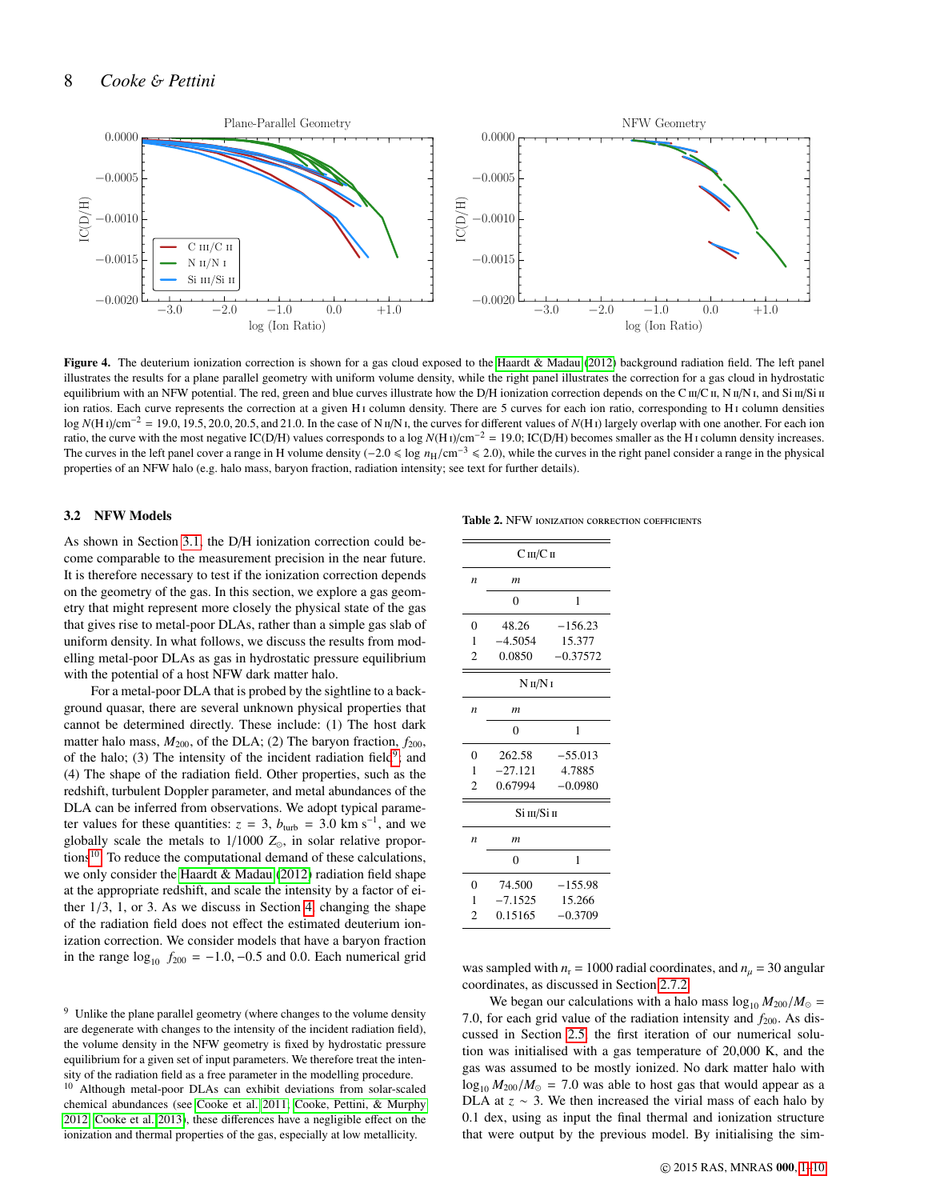**Figure 4.** The deuterium ionization correction is shown for a gas cloud exposed to the Haardt & Madau (2012) background radiation field. The left panel illustrates the results for a plane parallel geometry with uniform volume density, while the right panel illustrates the correction for a gas cloud in hydrostatic equilibrium with an NFW potential. The red, green and blue curves illustrate how the D/H ionization correction depends on the C III/C II, N II/N I, and Si III/Si II ion ratios. Each curve represents the correction at a given H I column density. There are 5 curves for each ion ratio, corresponding to H I column densities $\log N(\text{H I})/\text{cm}^{-2} = 19.0, 19.5, 20.0, 20.5$, and 21.0. In the case of N II/N I, the curves for different values of $N$(H I) largely overlap with one another. For each ion ratio, the curve with the most negative IC(D/H) values corresponds to a $\log N(\text{H I})/\text{cm}^{-2} = 19.0$; IC(D/H) becomes smaller as the H I column density increases. The curves in the left panel cover a range in H volume density ($-2.0 \leqslant \log n_{\text{H}}/\text{cm}^{-3} \leqslant 2.0$), while the curves in the right panel consider a range in the physical properties of an NFW halo (e.g. halo mass, baryon fraction, radiation intensity; see text for further details).

### 3.2 NFW Models

As shown in Section 3.1, the D/H ionization correction could become comparable to the measurement precision in the near future. It is therefore necessary to test if the ionization correction depends on the geometry of the gas. In this section, we explore a gas geometry that might represent more closely the physical state of the gas that gives rise to metal-poor DLAs, rather than a simple gas slab of uniform density. In what follows, we discuss the results from modelling metal-poor DLAs as gas in hydrostatic pressure equilibrium with the potential of a host NFW dark matter halo.

For a metal-poor DLA that is probed by the sightline to a background quasar, there are several unknown physical properties that cannot be determined directly. These include: (1) The host dark matter halo mass, $M_{200}$, of the DLA; (2) The baryon fraction, $f_{200}$, of the halo; (3) The intensity of the incident radiation field[9]; and (4) The shape of the radiation field. Other properties, such as the redshift, turbulent Doppler parameter, and metal abundances of the DLA can be inferred from observations. We adopt typical parameter values for these quantities: $z = 3$, $b_{\text{turb}} = 3.0$ km s$^{-1}$, and we globally scale the metals to 1/1000 $Z_{\odot}$, in solar relative proportions[10]. To reduce the computational demand of these calculations, we only consider the Haardt & Madau (2012) radiation field shape at the appropriate redshift, and scale the intensity by a factor of either 1/3, 1, or 3. As we discuss in Section 4, changing the shape of the radiation field does not effect the estimated deuterium ionization correction. We consider models that have a baryon fraction in the range $\log_{10}\, f_{200} = -1.0, -0.5$ and 0.0. Each numerical grid was sampled with $n_r = 1000$ radial coordinates, and $n_{\mu} = 30$ angular coordinates, as discussed in Section 2.7.2.

We began our calculations with a halo mass $\log_{10} M_{200}/M_{\odot} = 7.0$, for each grid value of the radiation intensity and $f_{200}$. As discussed in Section 2.5, the first iteration of our numerical solution was initialised with a gas temperature of 20,000 K, and the gas was assumed to be mostly ionized. No dark matter halo with $\log_{10} M_{200}/M_{\odot} = 7.0$ was able to host gas that would appear as a DLA at $z \sim 3$. We then increased the virial mass of each halo by 0.1 dex, using as input the final thermal and ionization structure that were output by the previous model. By initialising the sim-

**Table 2.** NFW IONIZATION CORRECTION COEFFICIENTS

| $n$ | $m = 0$ | $m = 1$ |
|---|---|---|
| **C III/C II** | | |
| 0 | 48.26 | −156.23 |
| 1 | −4.5054 | 15.377 |
| 2 | 0.0850 | −0.37572 |
| **N II/N I** | | |
| 0 | 262.58 | −55.013 |
| 1 | −27.121 | 4.7885 |
| 2 | 0.67994 | −0.0980 |
| **Si III/Si II** | | |
| 0 | 74.500 | −155.98 |
| 1 | −7.1525 | 15.266 |
| 2 | 0.15165 | −0.3709 |

[9] Unlike the plane parallel geometry (where changes to the volume density are degenerate with changes to the intensity of the incident radiation field), the volume density in the NFW geometry is fixed by hydrostatic pressure equilibrium for a given set of input parameters. We therefore treat the intensity of the radiation field as a free parameter in the modelling procedure.

[10] Although metal-poor DLAs can exhibit deviations from solar-scaled chemical abundances (see Cooke et al. 2011; Cooke, Pettini, & Murphy 2012; Cooke et al. 2013), these differences have a negligible effect on the ionization and thermal properties of the gas, especially at low metallicity.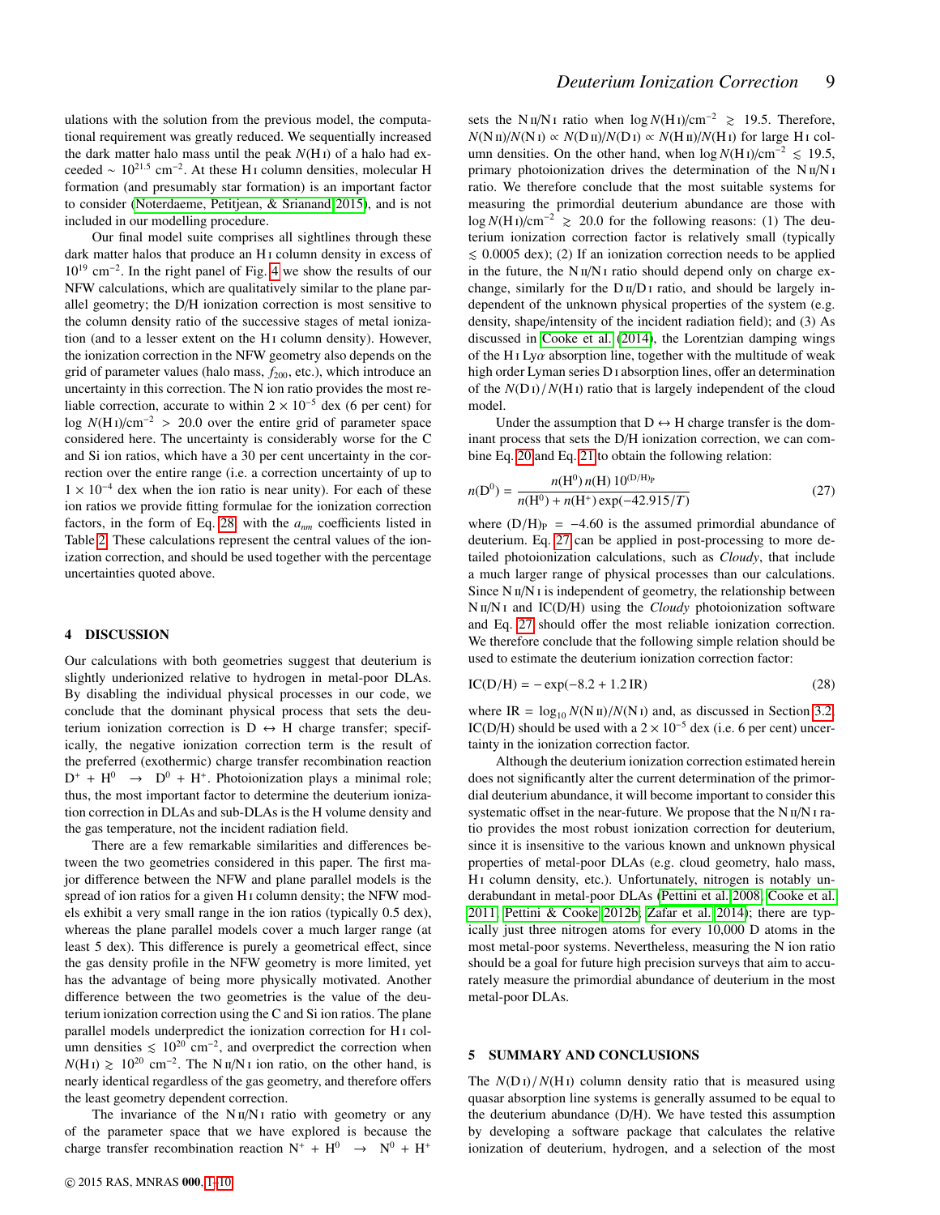ulations with the solution from the previous model, the computational requirement was greatly reduced. We sequentially increased the dark matter halo mass until the peak $N(\mathrm{H\,I})$ of a halo had exceeded $\sim 10^{21.5}$ cm$^{-2}$. At these H I column densities, molecular H formation (and presumably star formation) is an important factor to consider (Noterdaeme, Petitjean, & Srianand 2015), and is not included in our modelling procedure.

Our final model suite comprises all sightlines through these dark matter halos that produce an H I column density in excess of $10^{19}$ cm$^{-2}$. In the right panel of Fig. 4 we show the results of our NFW calculations, which are qualitatively similar to the plane parallel geometry; the D/H ionization correction is most sensitive to the column density ratio of the successive stages of metal ionization (and to a lesser extent on the H I column density). However, the ionization correction in the NFW geometry also depends on the grid of parameter values (halo mass, $f_{200}$, etc.), which introduce an uncertainty in this correction. The N ion ratio provides the most reliable correction, accurate to within $2 \times 10^{-5}$ dex (6 per cent) for $\log N(\mathrm{H\,I})/\mathrm{cm}^{-2} > 20.0$ over the entire grid of parameter space considered here. The uncertainty is considerably worse for the C and Si ion ratios, which have a 30 per cent uncertainty in the correction over the entire range (i.e. a correction uncertainty of up to $1 \times 10^{-4}$ dex when the ion ratio is near unity). For each of these ion ratios we provide fitting formulae for the ionization correction factors, in the form of Eq. 28, with the $a_{nm}$ coefficients listed in Table 2. These calculations represent the central values of the ionization correction, and should be used together with the percentage uncertainties quoted above.

## 4 DISCUSSION

Our calculations with both geometries suggest that deuterium is slightly underionized relative to hydrogen in metal-poor DLAs. By disabling the individual physical processes in our code, we conclude that the dominant physical process that sets the deuterium ionization correction is D $\leftrightarrow$ H charge transfer; specifically, the negative ionization correction term is the result of the preferred (exothermic) charge transfer recombination reaction $\mathrm{D}^+ + \mathrm{H}^0 \rightarrow \mathrm{D}^0 + \mathrm{H}^+$. Photoionization plays a minimal role; thus, the most important factor to determine the deuterium ionization correction in DLAs and sub-DLAs is the H volume density and the gas temperature, not the incident radiation field.

There are a few remarkable similarities and differences between the two geometries considered in this paper. The first major difference between the NFW and plane parallel models is the spread of ion ratios for a given H I column density; the NFW models exhibit a very small range in the ion ratios (typically 0.5 dex), whereas the plane parallel models cover a much larger range (at least 5 dex). This difference is purely a geometrical effect, since the gas density profile in the NFW geometry is more limited, yet has the advantage of being more physically motivated. Another difference between the two geometries is the value of the deuterium ionization correction using the C and Si ion ratios. The plane parallel models underpredict the ionization correction for H I column densities $\lesssim 10^{20}$ cm$^{-2}$, and overpredict the correction when $N(\mathrm{H\,I}) \gtrsim 10^{20}$ cm$^{-2}$. The N II/N I ion ratio, on the other hand, is nearly identical regardless of the gas geometry, and therefore offers the least geometry dependent correction.

The invariance of the N II/N I ratio with geometry or any of the parameter space that we have explored is because the charge transfer recombination reaction $\mathrm{N}^+ + \mathrm{H}^0 \rightarrow \mathrm{N}^0 + \mathrm{H}^+$ sets the N II/N I ratio when $\log N(\mathrm{H\,I})/\mathrm{cm}^{-2} \gtrsim 19.5$. Therefore, $N(\mathrm{N\,II})/N(\mathrm{N\,I}) \propto N(\mathrm{D\,II})/N(\mathrm{D\,I}) \propto N(\mathrm{H\,II})/N(\mathrm{H\,I})$ for large H I column densities. On the other hand, when $\log N(\mathrm{H\,I})/\mathrm{cm}^{-2} \lesssim 19.5$, primary photoionization drives the determination of the N II/N I ratio. We therefore conclude that the most suitable systems for measuring the primordial deuterium abundance are those with $\log N(\mathrm{H\,I})/\mathrm{cm}^{-2} \gtrsim 20.0$ for the following reasons: (1) The deuterium ionization correction factor is relatively small (typically $\lesssim 0.0005$ dex); (2) If an ionization correction needs to be applied in the future, the N II/N I ratio should depend only on charge exchange, similarly for the D II/D I ratio, and should be largely independent of the unknown physical properties of the system (e.g. density, shape/intensity of the incident radiation field); and (3) As discussed in Cooke et al. (2014), the Lorentzian damping wings of the H I Ly$\alpha$ absorption line, together with the multitude of weak high order Lyman series D I absorption lines, offer an determination of the $N(\mathrm{D\,I})\,/\,N(\mathrm{H\,I})$ ratio that is largely independent of the cloud model.

Under the assumption that D $\leftrightarrow$ H charge transfer is the dominant process that sets the D/H ionization correction, we can combine Eq. 20 and Eq. 21 to obtain the following relation:

$$n(\mathrm{D}^0) = \frac{n(\mathrm{H}^0)\, n(\mathrm{H})\, 10^{(\mathrm{D/H})_\mathrm{P}}}{n(\mathrm{H}^0) + n(\mathrm{H}^+)\exp(-42.915/T)} \qquad (27)$$

where $(\mathrm{D/H})_\mathrm{P} = -4.60$ is the assumed primordial abundance of deuterium. Eq. 27 can be applied in post-processing to more detailed photoionization calculations, such as *Cloudy*, that include a much larger range of physical processes than our calculations. Since N II/N I is independent of geometry, the relationship between N II/N I and IC(D/H) using the *Cloudy* photoionization software and Eq. 27 should offer the most reliable ionization correction. We therefore conclude that the following simple relation should be used to estimate the deuterium ionization correction factor:

$$\mathrm{IC(D/H)} = -\exp(-8.2 + 1.2\,\mathrm{IR}) \qquad (28)$$

where $\mathrm{IR} = \log_{10} N(\mathrm{N\,II})/N(\mathrm{N\,I})$ and, as discussed in Section 3.2, IC(D/H) should be used with a $2 \times 10^{-5}$ dex (i.e. 6 per cent) uncertainty in the ionization correction factor.

Although the deuterium ionization correction estimated herein does not significantly alter the current determination of the primordial deuterium abundance, it will become important to consider this systematic offset in the near-future. We propose that the N II/N I ratio provides the most robust ionization correction for deuterium, since it is insensitive to the various known and unknown physical properties of metal-poor DLAs (e.g. cloud geometry, halo mass, H I column density, etc.). Unfortunately, nitrogen is notably underabundant in metal-poor DLAs (Pettini et al. 2008; Cooke et al. 2011; Pettini & Cooke 2012b; Zafar et al. 2014); there are typically just three nitrogen atoms for every 10,000 D atoms in the most metal-poor systems. Nevertheless, measuring the N ion ratio should be a goal for future high precision surveys that aim to accurately measure the primordial abundance of deuterium in the most metal-poor DLAs.

## 5 SUMMARY AND CONCLUSIONS

The $N(\mathrm{D\,I})\,/\,N(\mathrm{H\,I})$ column density ratio that is measured using quasar absorption line systems is generally assumed to be equal to the deuterium abundance (D/H). We have tested this assumption by developing a software package that calculates the relative ionization of deuterium, hydrogen, and a selection of the most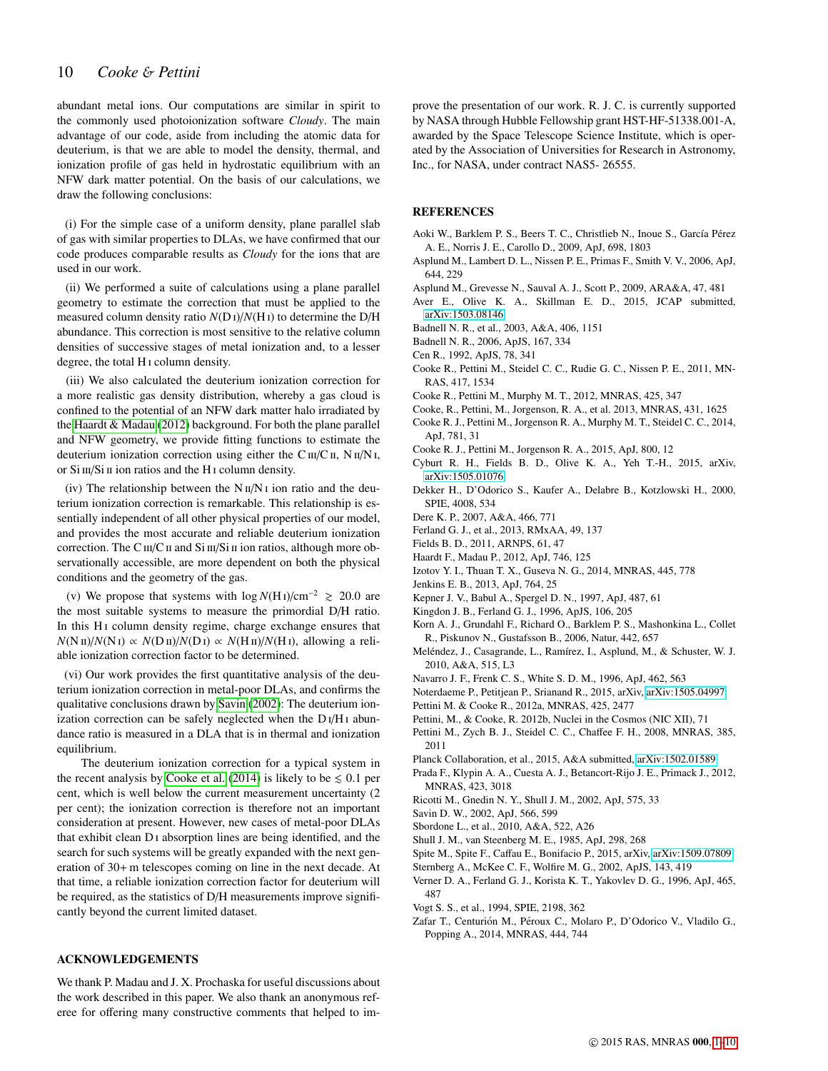abundant metal ions. Our computations are similar in spirit to the commonly used photoionization software *Cloudy*. The main advantage of our code, aside from including the atomic data for deuterium, is that we are able to model the density, thermal, and ionization profile of gas held in hydrostatic equilibrium with an NFW dark matter potential. On the basis of our calculations, we draw the following conclusions:

(i) For the simple case of a uniform density, plane parallel slab of gas with similar properties to DLAs, we have confirmed that our code produces comparable results as *Cloudy* for the ions that are used in our work.

(ii) We performed a suite of calculations using a plane parallel geometry to estimate the correction that must be applied to the measured column density ratio $N(\mathrm{D\,I})/N(\mathrm{H\,I})$ to determine the D/H abundance. This correction is most sensitive to the relative column densities of successive stages of metal ionization and, to a lesser degree, the total H I column density.

(iii) We also calculated the deuterium ionization correction for a more realistic gas density distribution, whereby a gas cloud is confined to the potential of an NFW dark matter halo irradiated by the Haardt & Madau (2012) background. For both the plane parallel and NFW geometry, we provide fitting functions to estimate the deuterium ionization correction using either the C III/C II, N II/N I, or Si III/Si II ion ratios and the H I column density.

(iv) The relationship between the N II/N I ion ratio and the deuterium ionization correction is remarkable. This relationship is essentially independent of all other physical properties of our model, and provides the most accurate and reliable deuterium ionization correction. The C III/C II and Si III/Si II ion ratios, although more observationally accessible, are more dependent on both the physical conditions and the geometry of the gas.

(v) We propose that systems with $\log N(\mathrm{H\,I})/\mathrm{cm}^{-2} \gtrsim 20.0$ are the most suitable systems to measure the primordial D/H ratio. In this H I column density regime, charge exchange ensures that $N(\mathrm{N\,II})/N(\mathrm{N\,I}) \propto N(\mathrm{D\,II})/N(\mathrm{D\,I}) \propto N(\mathrm{H\,II})/N(\mathrm{H\,I})$, allowing a reliable ionization correction factor to be determined.

(vi) Our work provides the first quantitative analysis of the deuterium ionization correction in metal-poor DLAs, and confirms the qualitative conclusions drawn by Savin (2002): The deuterium ionization correction can be safely neglected when the D I/H I abundance ratio is measured in a DLA that is in thermal and ionization equilibrium.

The deuterium ionization correction for a typical system in the recent analysis by Cooke et al. (2014) is likely to be $\lesssim 0.1$ per cent, which is well below the current measurement uncertainty (2 per cent); the ionization correction is therefore not an important consideration at present. However, new cases of metal-poor DLAs that exhibit clean D I absorption lines are being identified, and the search for such systems will be greatly expanded with the next generation of 30+ m telescopes coming on line in the next decade. At that time, a reliable ionization correction factor for deuterium will be required, as the statistics of D/H measurements improve significantly beyond the current limited dataset.

## ACKNOWLEDGEMENTS

We thank P. Madau and J. X. Prochaska for useful discussions about the work described in this paper. We also thank an anonymous referee for offering many constructive comments that helped to improve the presentation of our work. R. J. C. is currently supported by NASA through Hubble Fellowship grant HST-HF-51338.001-A, awarded by the Space Telescope Science Institute, which is operated by the Association of Universities for Research in Astronomy, Inc., for NASA, under contract NAS5- 26555.

## REFERENCES

Aoki W., Barklem P. S., Beers T. C., Christlieb N., Inoue S., García Pérez A. E., Norris J. E., Carollo D., 2009, ApJ, 698, 1803
Asplund M., Lambert D. L., Nissen P. E., Primas F., Smith V. V., 2006, ApJ, 644, 229
Asplund M., Grevesse N., Sauval A. J., Scott P., 2009, ARA&A, 47, 481
Aver E., Olive K. A., Skillman E. D., 2015, JCAP submitted, arXiv:1503.08146
Badnell N. R., et al., 2003, A&A, 406, 1151
Badnell N. R., 2006, ApJS, 167, 334
Cen R., 1992, ApJS, 78, 341
Cooke R., Pettini M., Steidel C. C., Rudie G. C., Nissen P. E., 2011, MNRAS, 417, 1534
Cooke R., Pettini M., Murphy M. T., 2012, MNRAS, 425, 347
Cooke, R., Pettini, M., Jorgenson, R. A., et al. 2013, MNRAS, 431, 1625
Cooke R. J., Pettini M., Jorgenson R. A., Murphy M. T., Steidel C. C., 2014, ApJ, 781, 31
Cooke R. J., Pettini M., Jorgenson R. A., 2015, ApJ, 800, 12
Cyburt R. H., Fields B. D., Olive K. A., Yeh T.-H., 2015, arXiv, arXiv:1505.01076
Dekker H., D'Odorico S., Kaufer A., Delabre B., Kotzlowski H., 2000, SPIE, 4008, 534
Dere K. P., 2007, A&A, 466, 771
Ferland G. J., et al., 2013, RMxAA, 49, 137
Fields B. D., 2011, ARNPS, 61, 47
Haardt F., Madau P., 2012, ApJ, 746, 125
Izotov Y. I., Thuan T. X., Guseva N. G., 2014, MNRAS, 445, 778
Jenkins E. B., 2013, ApJ, 764, 25
Kepner J. V., Babul A., Spergel D. N., 1997, ApJ, 487, 61
Kingdon J. B., Ferland G. J., 1996, ApJS, 106, 205
Korn A. J., Grundahl F., Richard O., Barklem P. S., Mashonkina L., Collet R., Piskunov N., Gustafsson B., 2006, Natur, 442, 657
Meléndez, J., Casagrande, L., Ramírez, I., Asplund, M., & Schuster, W. J. 2010, A&A, 515, L3
Navarro J. F., Frenk C. S., White S. D. M., 1996, ApJ, 462, 563
Noterdaeme P., Petitjean P., Srianand R., 2015, arXiv, arXiv:1505.04997
Pettini M. & Cooke R., 2012a, MNRAS, 425, 2477
Pettini, M., & Cooke, R. 2012b, Nuclei in the Cosmos (NIC XII), 71
Pettini M., Zych B. J., Steidel C. C., Chaffee F. H., 2008, MNRAS, 385, 2011
Planck Collaboration, et al., 2015, A&A submitted, arXiv:1502.01589
Prada F., Klypin A. A., Cuesta A. J., Betancort-Rijo J. E., Primack J., 2012, MNRAS, 423, 3018
Ricotti M., Gnedin N. Y., Shull J. M., 2002, ApJ, 575, 33
Savin D. W., 2002, ApJ, 566, 599
Sbordone L., et al., 2010, A&A, 522, A26
Shull J. M., van Steenberg M. E., 1985, ApJ, 298, 268
Spite M., Spite F., Caffau E., Bonifacio P., 2015, arXiv, arXiv:1509.07809
Sternberg A., McKee C. F., Wolfire M. G., 2002, ApJS, 143, 419
Verner D. A., Ferland G. J., Korista K. T., Yakovlev D. G., 1996, ApJ, 465, 487
Vogt S. S., et al., 1994, SPIE, 2198, 362
Zafar T., Centurión M., Péroux C., Molaro P., D'Odorico V., Vladilo G., Popping A., 2014, MNRAS, 444, 744